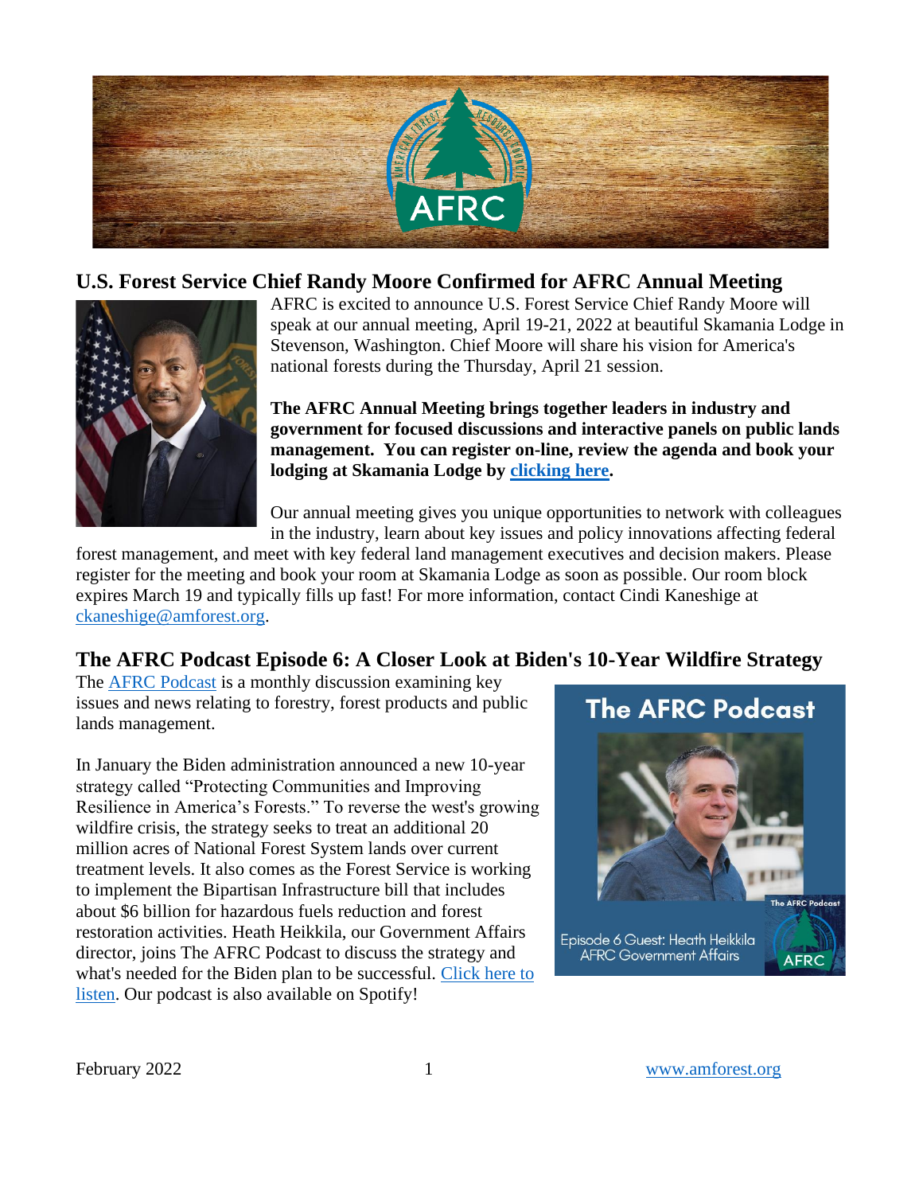## U.S. Forest Service Chief Randy Moore Confirmed for AFRC Annual Meeting

AFRC is excited to announce U.S. Forest Service Chief Randy Moore will speak at our annual meeting, April 19-21, 2022 at beautiful Skamania Lodge in Stevenson, Washington. Chief Moore will share his vision for America's national forests during the Thursday, April 21 session.

**The AFRC Annual Meeting brings together leaders in industry and government for focused discussions and interactive panels on public lands management. You can register on-line, review the agenda and book your lodging at Skamania Lodge by clicking here.**

Our annual meeting gives you unique opportunities to network with colleagues in the industry, learn about key issues and policy innovations affecting federal forest management, and meet with key federal land management executives and decision makers. Please register for the meeting and book your room at Skamania Lodge as soon as possible. Our room block expires March 19 and typically fills up fast! For more information, contact Cindi Kaneshige at ckaneshige@amforest.org.

## The AFRC Podcast Episode 6: A Closer Look at Biden's 10-Year Wildfire Strategy

The AFRC Podcast is a monthly discussion examining key issues and news relating to forestry, forest products and public lands management.

In January the Biden administration announced a new 10-year strategy called "Protecting Communities and Improving Resilience in America's Forests." To reverse the west's growing wildfire crisis, the strategy seeks to treat an additional 20 million acres of National Forest System lands over current treatment levels. It also comes as the Forest Service is working to implement the Bipartisan Infrastructure bill that includes about $6 billion for hazardous fuels reduction and forest restoration activities. Heath Heikkila, our Government Affairs director, joins The AFRC Podcast to discuss the strategy and what's needed for the Biden plan to be successful. Click here to listen. Our podcast is also available on Spotify!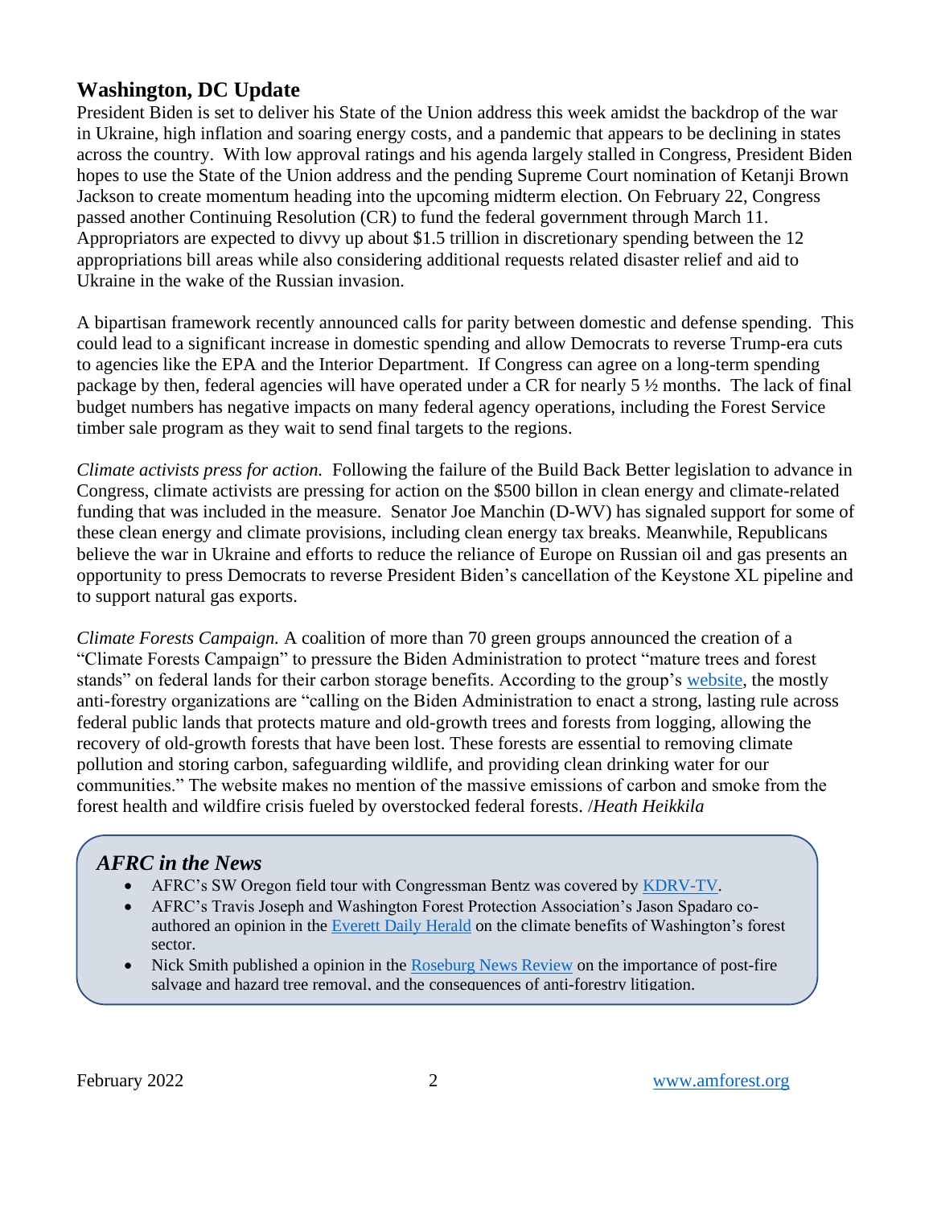## Washington, DC Update

President Biden is set to deliver his State of the Union address this week amidst the backdrop of the war in Ukraine, high inflation and soaring energy costs, and a pandemic that appears to be declining in states across the country. With low approval ratings and his agenda largely stalled in Congress, President Biden hopes to use the State of the Union address and the pending Supreme Court nomination of Ketanji Brown Jackson to create momentum heading into the upcoming midterm election. On February 22, Congress passed another Continuing Resolution (CR) to fund the federal government through March 11. Appropriators are expected to divvy up about $1.5 trillion in discretionary spending between the 12 appropriations bill areas while also considering additional requests related disaster relief and aid to Ukraine in the wake of the Russian invasion.

A bipartisan framework recently announced calls for parity between domestic and defense spending. This could lead to a significant increase in domestic spending and allow Democrats to reverse Trump-era cuts to agencies like the EPA and the Interior Department. If Congress can agree on a long-term spending package by then, federal agencies will have operated under a CR for nearly 5 ½ months. The lack of final budget numbers has negative impacts on many federal agency operations, including the Forest Service timber sale program as they wait to send final targets to the regions.

*Climate activists press for action.* Following the failure of the Build Back Better legislation to advance in Congress, climate activists are pressing for action on the $500 billon in clean energy and climate-related funding that was included in the measure. Senator Joe Manchin (D-WV) has signaled support for some of these clean energy and climate provisions, including clean energy tax breaks. Meanwhile, Republicans believe the war in Ukraine and efforts to reduce the reliance of Europe on Russian oil and gas presents an opportunity to press Democrats to reverse President Biden's cancellation of the Keystone XL pipeline and to support natural gas exports.

*Climate Forests Campaign.* A coalition of more than 70 green groups announced the creation of a "Climate Forests Campaign" to pressure the Biden Administration to protect "mature trees and forest stands" on federal lands for their carbon storage benefits. According to the group's website, the mostly anti-forestry organizations are "calling on the Biden Administration to enact a strong, lasting rule across federal public lands that protects mature and old-growth trees and forests from logging, allowing the recovery of old-growth forests that have been lost. These forests are essential to removing climate pollution and storing carbon, safeguarding wildlife, and providing clean drinking water for our communities." The website makes no mention of the massive emissions of carbon and smoke from the forest health and wildfire crisis fueled by overstocked federal forests. /*Heath Heikkila*

### *AFRC in the News*

- AFRC's SW Oregon field tour with Congressman Bentz was covered by KDRV-TV.
- AFRC's Travis Joseph and Washington Forest Protection Association's Jason Spadaro co-authored an opinion in the Everett Daily Herald on the climate benefits of Washington's forest sector.
- Nick Smith published a opinion in the Roseburg News Review on the importance of post-fire salvage and hazard tree removal, and the consequences of anti-forestry litigation.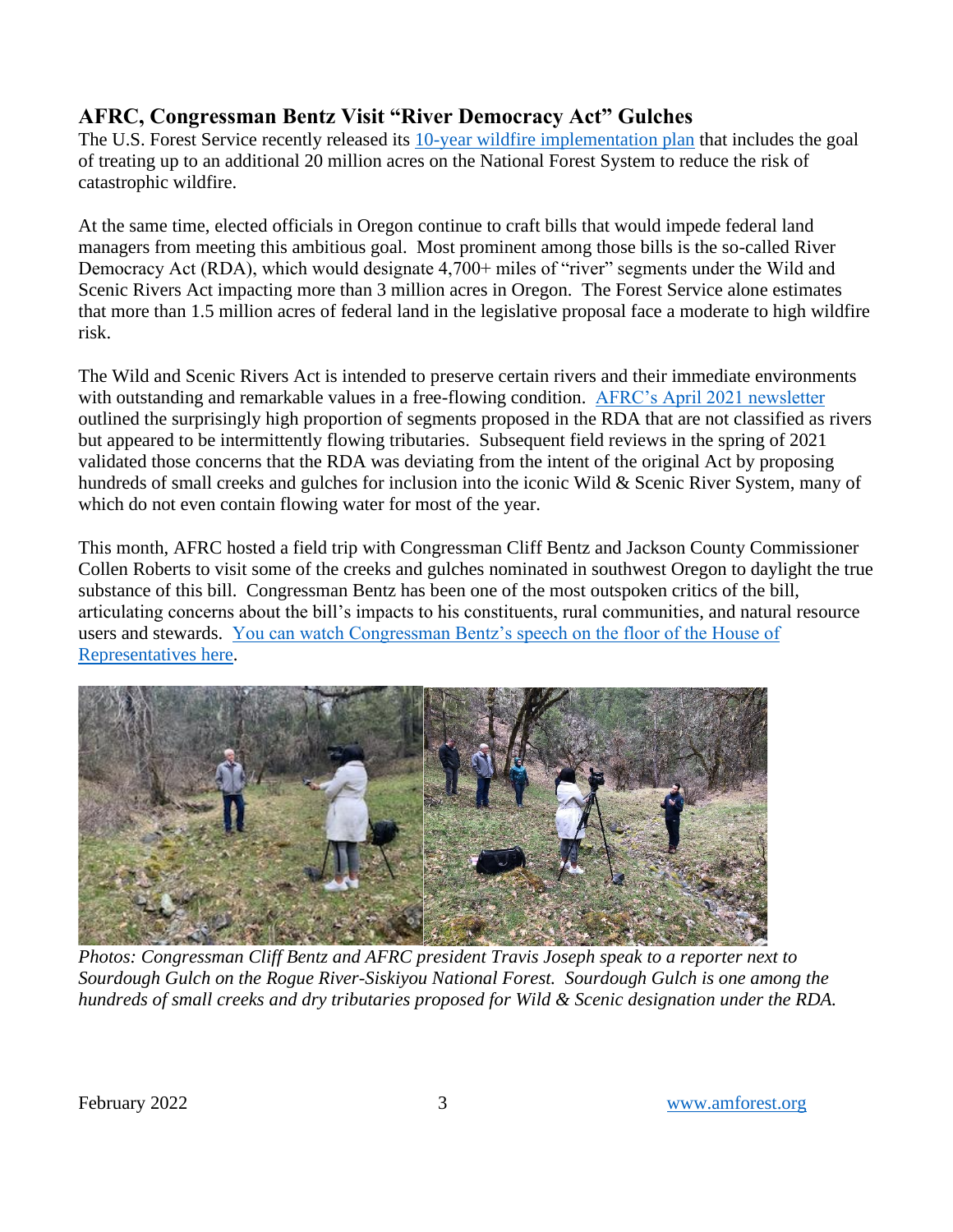## AFRC, Congressman Bentz Visit "River Democracy Act" Gulches

The U.S. Forest Service recently released its [10-year wildfire implementation plan]() that includes the goal of treating up to an additional 20 million acres on the National Forest System to reduce the risk of catastrophic wildfire.

At the same time, elected officials in Oregon continue to craft bills that would impede federal land managers from meeting this ambitious goal. Most prominent among those bills is the so-called River Democracy Act (RDA), which would designate 4,700+ miles of "river" segments under the Wild and Scenic Rivers Act impacting more than 3 million acres in Oregon. The Forest Service alone estimates that more than 1.5 million acres of federal land in the legislative proposal face a moderate to high wildfire risk.

The Wild and Scenic Rivers Act is intended to preserve certain rivers and their immediate environments with outstanding and remarkable values in a free-flowing condition. [AFRC's April 2021 newsletter]() outlined the surprisingly high proportion of segments proposed in the RDA that are not classified as rivers but appeared to be intermittently flowing tributaries. Subsequent field reviews in the spring of 2021 validated those concerns that the RDA was deviating from the intent of the original Act by proposing hundreds of small creeks and gulches for inclusion into the iconic Wild & Scenic River System, many of which do not even contain flowing water for most of the year.

This month, AFRC hosted a field trip with Congressman Cliff Bentz and Jackson County Commissioner Collen Roberts to visit some of the creeks and gulches nominated in southwest Oregon to daylight the true substance of this bill. Congressman Bentz has been one of the most outspoken critics of the bill, articulating concerns about the bill's impacts to his constituents, rural communities, and natural resource users and stewards. [You can watch Congressman Bentz's speech on the floor of the House of Representatives here]().

*Photos: Congressman Cliff Bentz and AFRC president Travis Joseph speak to a reporter next to Sourdough Gulch on the Rogue River-Siskiyou National Forest. Sourdough Gulch is one among the hundreds of small creeks and dry tributaries proposed for Wild & Scenic designation under the RDA.*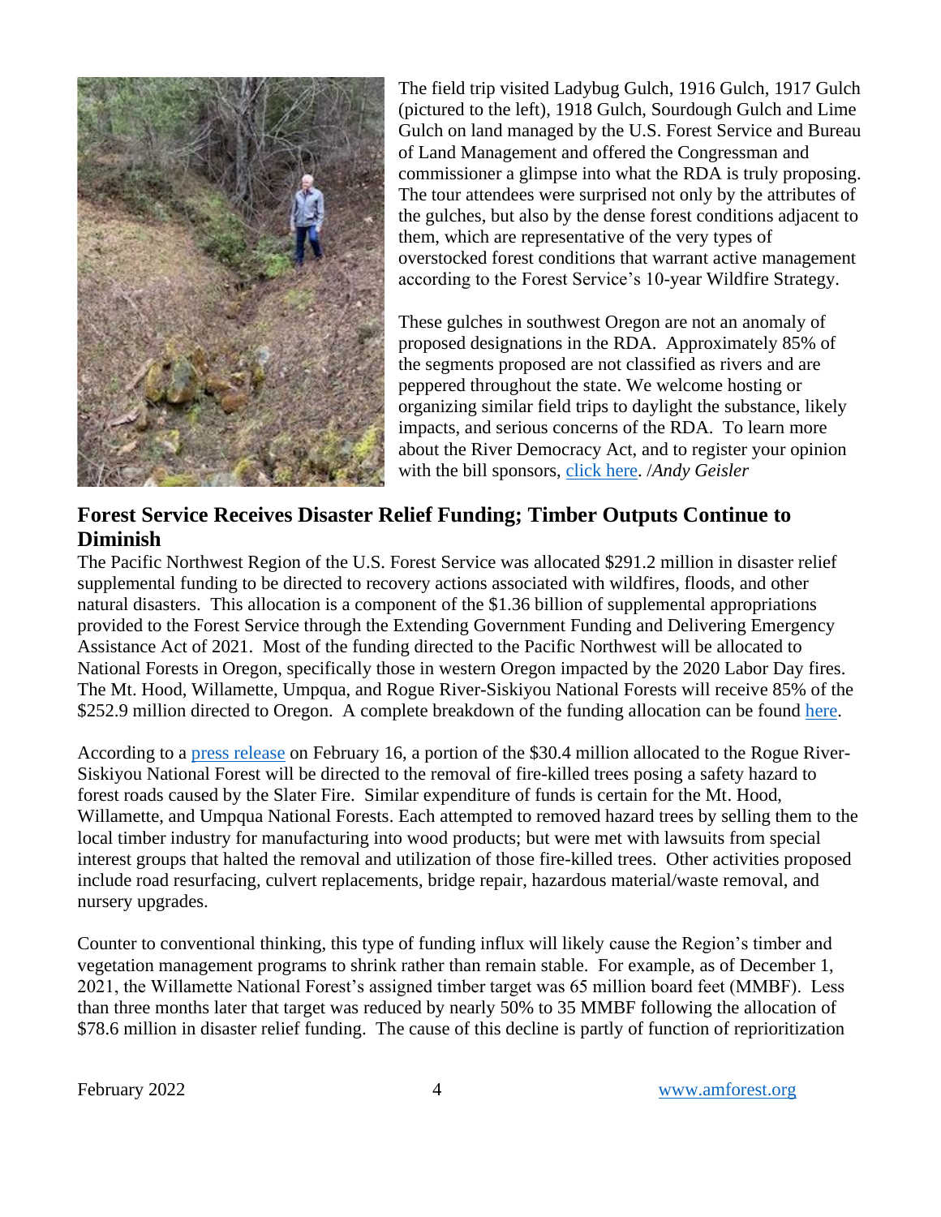The field trip visited Ladybug Gulch, 1916 Gulch, 1917 Gulch (pictured to the left), 1918 Gulch, Sourdough Gulch and Lime Gulch on land managed by the U.S. Forest Service and Bureau of Land Management and offered the Congressman and commissioner a glimpse into what the RDA is truly proposing. The tour attendees were surprised not only by the attributes of the gulches, but also by the dense forest conditions adjacent to them, which are representative of the very types of overstocked forest conditions that warrant active management according to the Forest Service's 10-year Wildfire Strategy.

These gulches in southwest Oregon are not an anomaly of proposed designations in the RDA. Approximately 85% of the segments proposed are not classified as rivers and are peppered throughout the state. We welcome hosting or organizing similar field trips to daylight the substance, likely impacts, and serious concerns of the RDA. To learn more about the River Democracy Act, and to register your opinion with the bill sponsors, click here. /*Andy Geisler*

## Forest Service Receives Disaster Relief Funding; Timber Outputs Continue to Diminish

The Pacific Northwest Region of the U.S. Forest Service was allocated $291.2 million in disaster relief supplemental funding to be directed to recovery actions associated with wildfires, floods, and other natural disasters. This allocation is a component of the $1.36 billion of supplemental appropriations provided to the Forest Service through the Extending Government Funding and Delivering Emergency Assistance Act of 2021. Most of the funding directed to the Pacific Northwest will be allocated to National Forests in Oregon, specifically those in western Oregon impacted by the 2020 Labor Day fires. The Mt. Hood, Willamette, Umpqua, and Rogue River-Siskiyou National Forests will receive 85% of the $252.9 million directed to Oregon. A complete breakdown of the funding allocation can be found here.

According to a press release on February 16, a portion of the $30.4 million allocated to the Rogue River-Siskiyou National Forest will be directed to the removal of fire-killed trees posing a safety hazard to forest roads caused by the Slater Fire. Similar expenditure of funds is certain for the Mt. Hood, Willamette, and Umpqua National Forests. Each attempted to removed hazard trees by selling them to the local timber industry for manufacturing into wood products; but were met with lawsuits from special interest groups that halted the removal and utilization of those fire-killed trees. Other activities proposed include road resurfacing, culvert replacements, bridge repair, hazardous material/waste removal, and nursery upgrades.

Counter to conventional thinking, this type of funding influx will likely cause the Region's timber and vegetation management programs to shrink rather than remain stable. For example, as of December 1, 2021, the Willamette National Forest's assigned timber target was 65 million board feet (MMBF). Less than three months later that target was reduced by nearly 50% to 35 MMBF following the allocation of $78.6 million in disaster relief funding. The cause of this decline is partly of function of reprioritization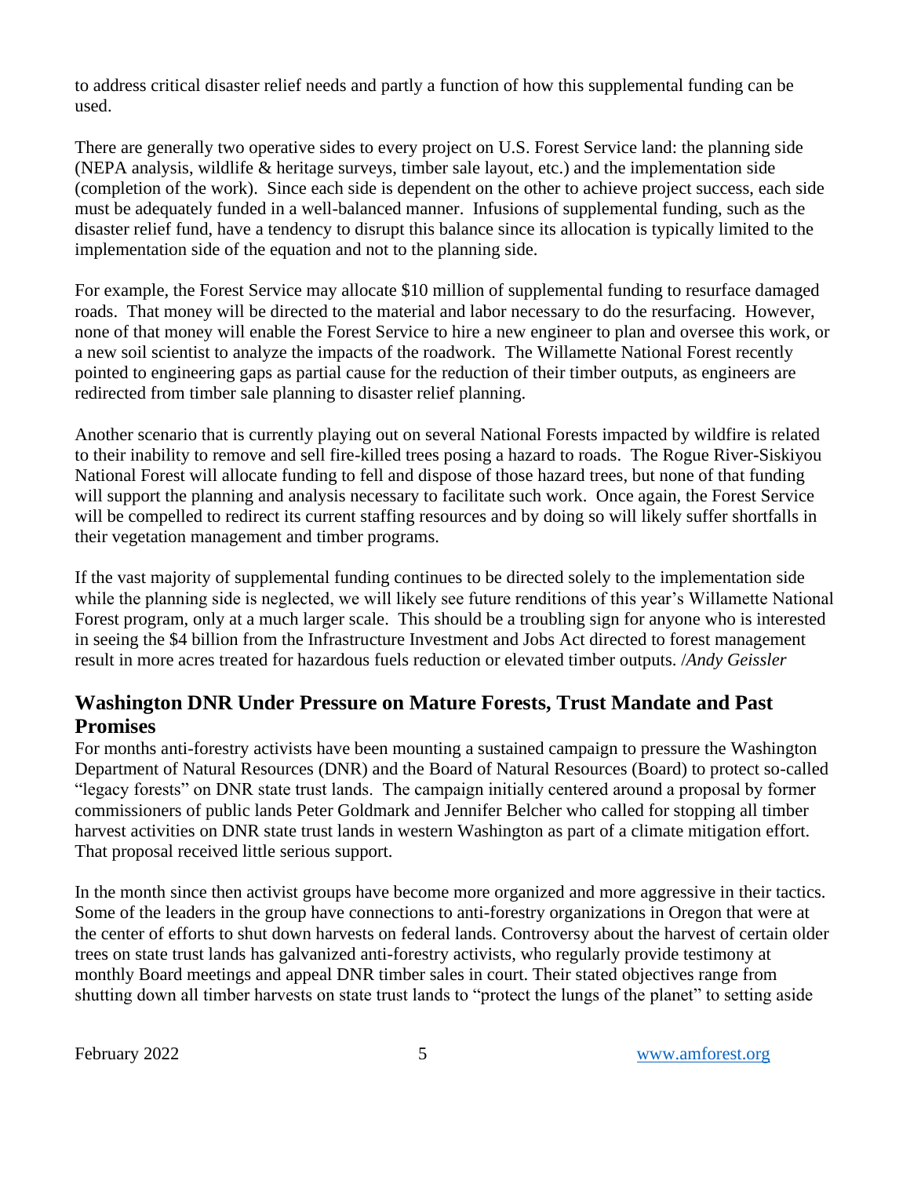to address critical disaster relief needs and partly a function of how this supplemental funding can be used.

There are generally two operative sides to every project on U.S. Forest Service land: the planning side (NEPA analysis, wildlife & heritage surveys, timber sale layout, etc.) and the implementation side (completion of the work). Since each side is dependent on the other to achieve project success, each side must be adequately funded in a well-balanced manner. Infusions of supplemental funding, such as the disaster relief fund, have a tendency to disrupt this balance since its allocation is typically limited to the implementation side of the equation and not to the planning side.

For example, the Forest Service may allocate $10 million of supplemental funding to resurface damaged roads. That money will be directed to the material and labor necessary to do the resurfacing. However, none of that money will enable the Forest Service to hire a new engineer to plan and oversee this work, or a new soil scientist to analyze the impacts of the roadwork. The Willamette National Forest recently pointed to engineering gaps as partial cause for the reduction of their timber outputs, as engineers are redirected from timber sale planning to disaster relief planning.

Another scenario that is currently playing out on several National Forests impacted by wildfire is related to their inability to remove and sell fire-killed trees posing a hazard to roads. The Rogue River-Siskiyou National Forest will allocate funding to fell and dispose of those hazard trees, but none of that funding will support the planning and analysis necessary to facilitate such work. Once again, the Forest Service will be compelled to redirect its current staffing resources and by doing so will likely suffer shortfalls in their vegetation management and timber programs.

If the vast majority of supplemental funding continues to be directed solely to the implementation side while the planning side is neglected, we will likely see future renditions of this year's Willamette National Forest program, only at a much larger scale. This should be a troubling sign for anyone who is interested in seeing the $4 billion from the Infrastructure Investment and Jobs Act directed to forest management result in more acres treated for hazardous fuels reduction or elevated timber outputs. /*Andy Geissler*

## Washington DNR Under Pressure on Mature Forests, Trust Mandate and Past Promises

For months anti-forestry activists have been mounting a sustained campaign to pressure the Washington Department of Natural Resources (DNR) and the Board of Natural Resources (Board) to protect so-called "legacy forests" on DNR state trust lands. The campaign initially centered around a proposal by former commissioners of public lands Peter Goldmark and Jennifer Belcher who called for stopping all timber harvest activities on DNR state trust lands in western Washington as part of a climate mitigation effort. That proposal received little serious support.

In the month since then activist groups have become more organized and more aggressive in their tactics. Some of the leaders in the group have connections to anti-forestry organizations in Oregon that were at the center of efforts to shut down harvests on federal lands. Controversy about the harvest of certain older trees on state trust lands has galvanized anti-forestry activists, who regularly provide testimony at monthly Board meetings and appeal DNR timber sales in court. Their stated objectives range from shutting down all timber harvests on state trust lands to "protect the lungs of the planet" to setting aside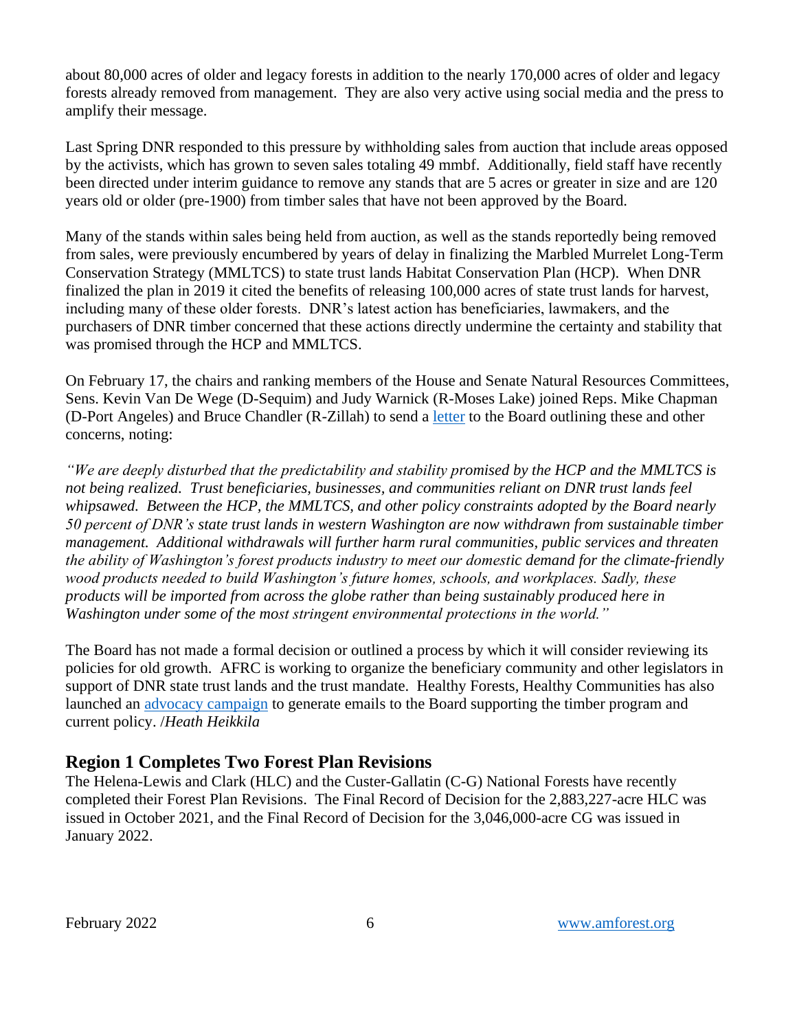about 80,000 acres of older and legacy forests in addition to the nearly 170,000 acres of older and legacy forests already removed from management. They are also very active using social media and the press to amplify their message.

Last Spring DNR responded to this pressure by withholding sales from auction that include areas opposed by the activists, which has grown to seven sales totaling 49 mmbf. Additionally, field staff have recently been directed under interim guidance to remove any stands that are 5 acres or greater in size and are 120 years old or older (pre-1900) from timber sales that have not been approved by the Board.

Many of the stands within sales being held from auction, as well as the stands reportedly being removed from sales, were previously encumbered by years of delay in finalizing the Marbled Murrelet Long-Term Conservation Strategy (MMLTCS) to state trust lands Habitat Conservation Plan (HCP). When DNR finalized the plan in 2019 it cited the benefits of releasing 100,000 acres of state trust lands for harvest, including many of these older forests. DNR's latest action has beneficiaries, lawmakers, and the purchasers of DNR timber concerned that these actions directly undermine the certainty and stability that was promised through the HCP and MMLTCS.

On February 17, the chairs and ranking members of the House and Senate Natural Resources Committees, Sens. Kevin Van De Wege (D-Sequim) and Judy Warnick (R-Moses Lake) joined Reps. Mike Chapman (D-Port Angeles) and Bruce Chandler (R-Zillah) to send a letter to the Board outlining these and other concerns, noting:

*"We are deeply disturbed that the predictability and stability promised by the HCP and the MMLTCS is not being realized. Trust beneficiaries, businesses, and communities reliant on DNR trust lands feel whipsawed. Between the HCP, the MMLTCS, and other policy constraints adopted by the Board nearly 50 percent of DNR's state trust lands in western Washington are now withdrawn from sustainable timber management. Additional withdrawals will further harm rural communities, public services and threaten the ability of Washington's forest products industry to meet our domestic demand for the climate-friendly wood products needed to build Washington's future homes, schools, and workplaces. Sadly, these products will be imported from across the globe rather than being sustainably produced here in Washington under some of the most stringent environmental protections in the world."*

The Board has not made a formal decision or outlined a process by which it will consider reviewing its policies for old growth. AFRC is working to organize the beneficiary community and other legislators in support of DNR state trust lands and the trust mandate. Healthy Forests, Healthy Communities has also launched an advocacy campaign to generate emails to the Board supporting the timber program and current policy. /*Heath Heikkila*

## Region 1 Completes Two Forest Plan Revisions

The Helena-Lewis and Clark (HLC) and the Custer-Gallatin (C-G) National Forests have recently completed their Forest Plan Revisions. The Final Record of Decision for the 2,883,227-acre HLC was issued in October 2021, and the Final Record of Decision for the 3,046,000-acre CG was issued in January 2022.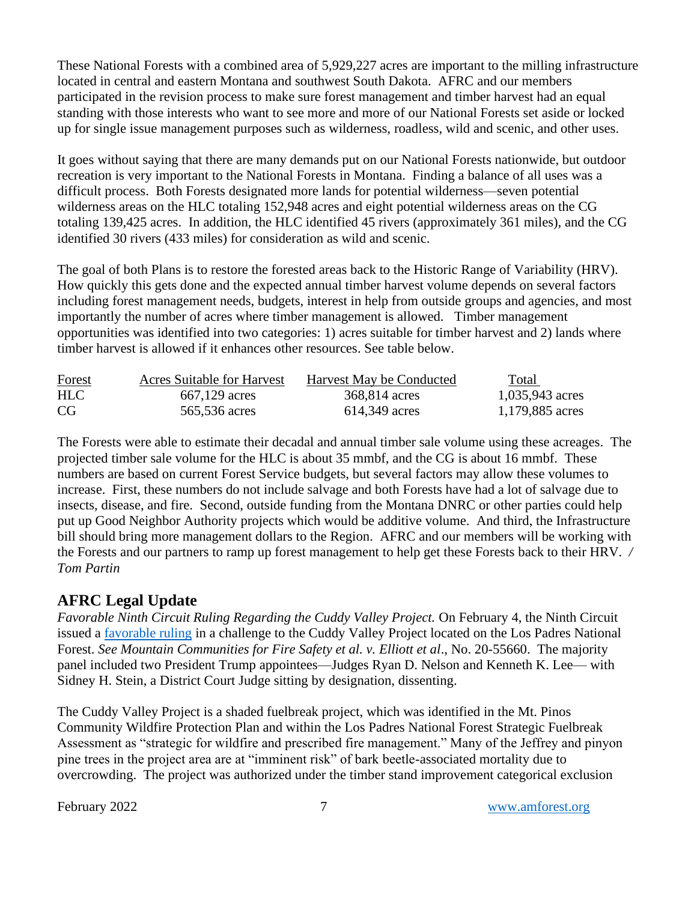These National Forests with a combined area of 5,929,227 acres are important to the milling infrastructure located in central and eastern Montana and southwest South Dakota. AFRC and our members participated in the revision process to make sure forest management and timber harvest had an equal standing with those interests who want to see more and more of our National Forests set aside or locked up for single issue management purposes such as wilderness, roadless, wild and scenic, and other uses.

It goes without saying that there are many demands put on our National Forests nationwide, but outdoor recreation is very important to the National Forests in Montana. Finding a balance of all uses was a difficult process. Both Forests designated more lands for potential wilderness—seven potential wilderness areas on the HLC totaling 152,948 acres and eight potential wilderness areas on the CG totaling 139,425 acres. In addition, the HLC identified 45 rivers (approximately 361 miles), and the CG identified 30 rivers (433 miles) for consideration as wild and scenic.

The goal of both Plans is to restore the forested areas back to the Historic Range of Variability (HRV). How quickly this gets done and the expected annual timber harvest volume depends on several factors including forest management needs, budgets, interest in help from outside groups and agencies, and most importantly the number of acres where timber management is allowed. Timber management opportunities was identified into two categories: 1) acres suitable for timber harvest and 2) lands where timber harvest is allowed if it enhances other resources. See table below.

| Forest | Acres Suitable for Harvest | Harvest May be Conducted | Total |
|---|---|---|---|
| HLC | 667,129 acres | 368,814 acres | 1,035,943 acres |
| CG | 565,536 acres | 614,349 acres | 1,179,885 acres |

The Forests were able to estimate their decadal and annual timber sale volume using these acreages. The projected timber sale volume for the HLC is about 35 mmbf, and the CG is about 16 mmbf. These numbers are based on current Forest Service budgets, but several factors may allow these volumes to increase. First, these numbers do not include salvage and both Forests have had a lot of salvage due to insects, disease, and fire. Second, outside funding from the Montana DNRC or other parties could help put up Good Neighbor Authority projects which would be additive volume. And third, the Infrastructure bill should bring more management dollars to the Region. AFRC and our members will be working with the Forests and our partners to ramp up forest management to help get these Forests back to their HRV. */ Tom Partin*

## AFRC Legal Update

*Favorable Ninth Circuit Ruling Regarding the Cuddy Valley Project.* On February 4, the Ninth Circuit issued a favorable ruling in a challenge to the Cuddy Valley Project located on the Los Padres National Forest. *See Mountain Communities for Fire Safety et al. v. Elliott et al*., No. 20-55660. The majority panel included two President Trump appointees—Judges Ryan D. Nelson and Kenneth K. Lee— with Sidney H. Stein, a District Court Judge sitting by designation, dissenting.

The Cuddy Valley Project is a shaded fuelbreak project, which was identified in the Mt. Pinos Community Wildfire Protection Plan and within the Los Padres National Forest Strategic Fuelbreak Assessment as "strategic for wildfire and prescribed fire management." Many of the Jeffrey and pinyon pine trees in the project area are at "imminent risk" of bark beetle-associated mortality due to overcrowding. The project was authorized under the timber stand improvement categorical exclusion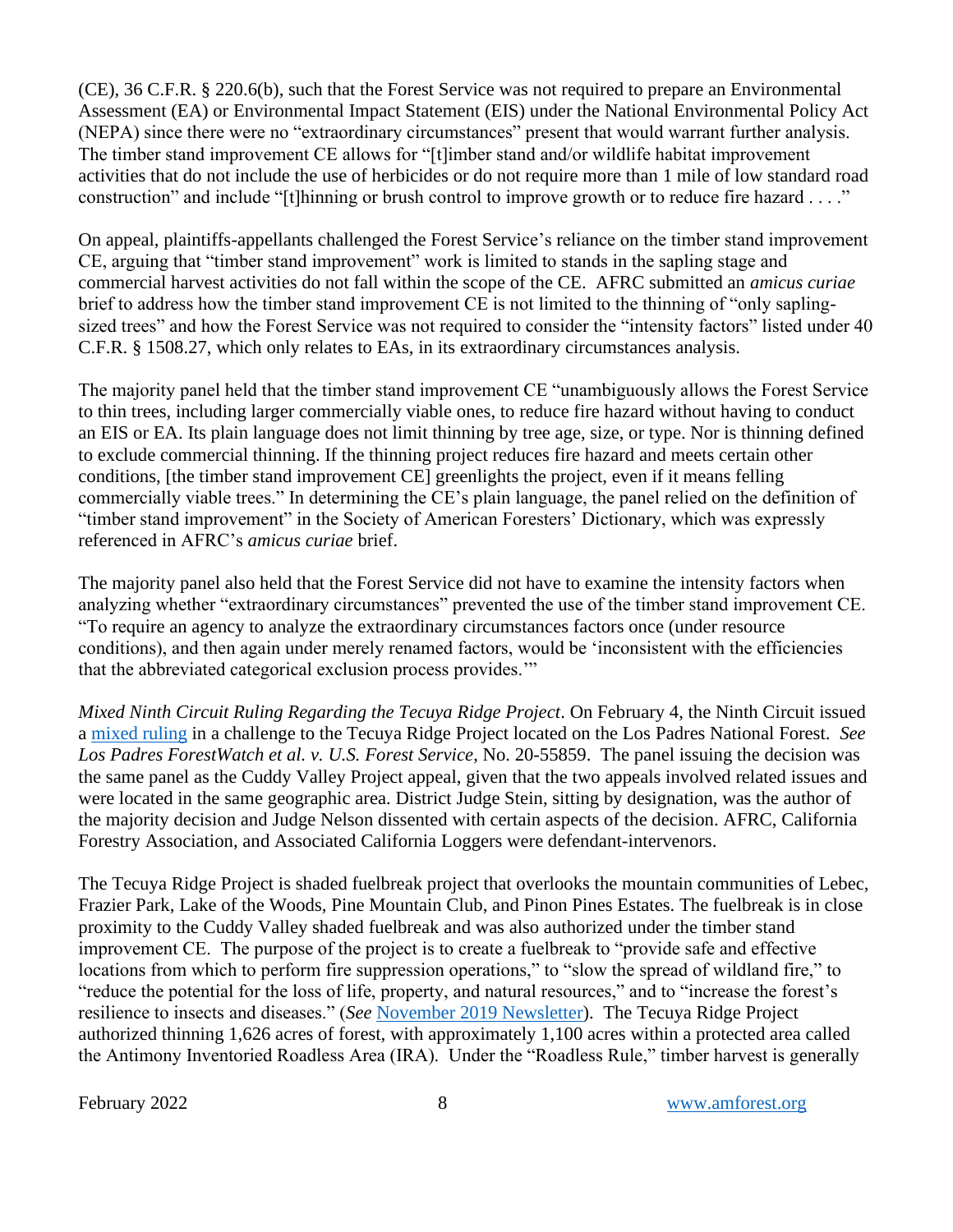(CE), 36 C.F.R. § 220.6(b), such that the Forest Service was not required to prepare an Environmental Assessment (EA) or Environmental Impact Statement (EIS) under the National Environmental Policy Act (NEPA) since there were no "extraordinary circumstances" present that would warrant further analysis. The timber stand improvement CE allows for "[t]imber stand and/or wildlife habitat improvement activities that do not include the use of herbicides or do not require more than 1 mile of low standard road construction" and include "[t]hinning or brush control to improve growth or to reduce fire hazard . . . ."

On appeal, plaintiffs-appellants challenged the Forest Service's reliance on the timber stand improvement CE, arguing that "timber stand improvement" work is limited to stands in the sapling stage and commercial harvest activities do not fall within the scope of the CE. AFRC submitted an *amicus curiae* brief to address how the timber stand improvement CE is not limited to the thinning of "only sapling-sized trees" and how the Forest Service was not required to consider the "intensity factors" listed under 40 C.F.R. § 1508.27, which only relates to EAs, in its extraordinary circumstances analysis.

The majority panel held that the timber stand improvement CE "unambiguously allows the Forest Service to thin trees, including larger commercially viable ones, to reduce fire hazard without having to conduct an EIS or EA. Its plain language does not limit thinning by tree age, size, or type. Nor is thinning defined to exclude commercial thinning. If the thinning project reduces fire hazard and meets certain other conditions, [the timber stand improvement CE] greenlights the project, even if it means felling commercially viable trees." In determining the CE's plain language, the panel relied on the definition of "timber stand improvement" in the Society of American Foresters' Dictionary, which was expressly referenced in AFRC's *amicus curiae* brief.

The majority panel also held that the Forest Service did not have to examine the intensity factors when analyzing whether "extraordinary circumstances" prevented the use of the timber stand improvement CE. "To require an agency to analyze the extraordinary circumstances factors once (under resource conditions), and then again under merely renamed factors, would be 'inconsistent with the efficiencies that the abbreviated categorical exclusion process provides.'"

*Mixed Ninth Circuit Ruling Regarding the Tecuya Ridge Project*. On February 4, the Ninth Circuit issued a mixed ruling in a challenge to the Tecuya Ridge Project located on the Los Padres National Forest. *See Los Padres ForestWatch et al. v. U.S. Forest Service*, No. 20-55859. The panel issuing the decision was the same panel as the Cuddy Valley Project appeal, given that the two appeals involved related issues and were located in the same geographic area. District Judge Stein, sitting by designation, was the author of the majority decision and Judge Nelson dissented with certain aspects of the decision. AFRC, California Forestry Association, and Associated California Loggers were defendant-intervenors.

The Tecuya Ridge Project is shaded fuelbreak project that overlooks the mountain communities of Lebec, Frazier Park, Lake of the Woods, Pine Mountain Club, and Pinon Pines Estates. The fuelbreak is in close proximity to the Cuddy Valley shaded fuelbreak and was also authorized under the timber stand improvement CE. The purpose of the project is to create a fuelbreak to "provide safe and effective locations from which to perform fire suppression operations," to "slow the spread of wildland fire," to "reduce the potential for the loss of life, property, and natural resources," and to "increase the forest's resilience to insects and diseases." (*See* November 2019 Newsletter). The Tecuya Ridge Project authorized thinning 1,626 acres of forest, with approximately 1,100 acres within a protected area called the Antimony Inventoried Roadless Area (IRA). Under the "Roadless Rule," timber harvest is generally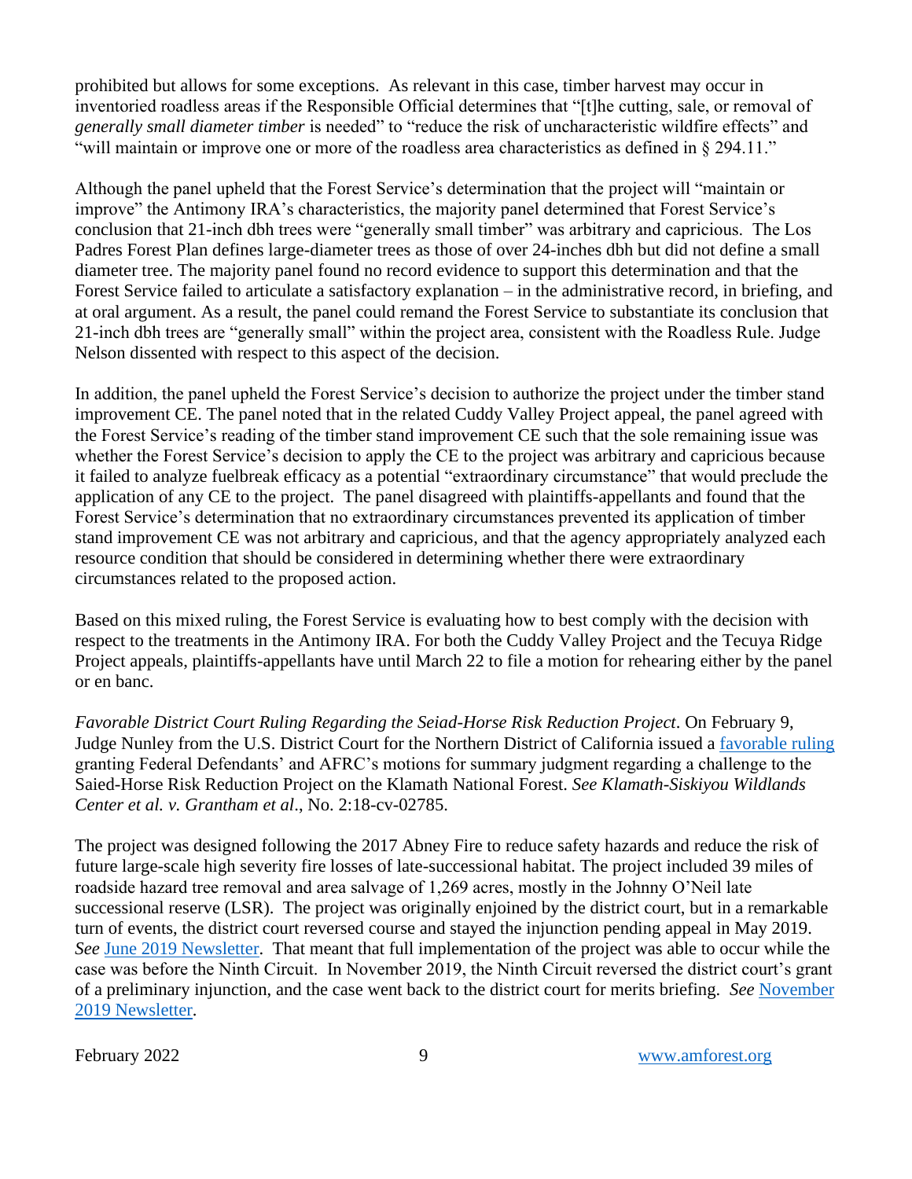prohibited but allows for some exceptions. As relevant in this case, timber harvest may occur in inventoried roadless areas if the Responsible Official determines that "[t]he cutting, sale, or removal of *generally small diameter timber* is needed" to "reduce the risk of uncharacteristic wildfire effects" and "will maintain or improve one or more of the roadless area characteristics as defined in § 294.11."

Although the panel upheld that the Forest Service's determination that the project will "maintain or improve" the Antimony IRA's characteristics, the majority panel determined that Forest Service's conclusion that 21-inch dbh trees were "generally small timber" was arbitrary and capricious. The Los Padres Forest Plan defines large-diameter trees as those of over 24-inches dbh but did not define a small diameter tree. The majority panel found no record evidence to support this determination and that the Forest Service failed to articulate a satisfactory explanation – in the administrative record, in briefing, and at oral argument. As a result, the panel could remand the Forest Service to substantiate its conclusion that 21-inch dbh trees are "generally small" within the project area, consistent with the Roadless Rule. Judge Nelson dissented with respect to this aspect of the decision.

In addition, the panel upheld the Forest Service's decision to authorize the project under the timber stand improvement CE. The panel noted that in the related Cuddy Valley Project appeal, the panel agreed with the Forest Service's reading of the timber stand improvement CE such that the sole remaining issue was whether the Forest Service's decision to apply the CE to the project was arbitrary and capricious because it failed to analyze fuelbreak efficacy as a potential "extraordinary circumstance" that would preclude the application of any CE to the project. The panel disagreed with plaintiffs-appellants and found that the Forest Service's determination that no extraordinary circumstances prevented its application of timber stand improvement CE was not arbitrary and capricious, and that the agency appropriately analyzed each resource condition that should be considered in determining whether there were extraordinary circumstances related to the proposed action.

Based on this mixed ruling, the Forest Service is evaluating how to best comply with the decision with respect to the treatments in the Antimony IRA. For both the Cuddy Valley Project and the Tecuya Ridge Project appeals, plaintiffs-appellants have until March 22 to file a motion for rehearing either by the panel or en banc.

*Favorable District Court Ruling Regarding the Seiad-Horse Risk Reduction Project*. On February 9, Judge Nunley from the U.S. District Court for the Northern District of California issued a favorable ruling granting Federal Defendants' and AFRC's motions for summary judgment regarding a challenge to the Saied-Horse Risk Reduction Project on the Klamath National Forest. *See Klamath-Siskiyou Wildlands Center et al. v. Grantham et al*., No. 2:18-cv-02785.

The project was designed following the 2017 Abney Fire to reduce safety hazards and reduce the risk of future large-scale high severity fire losses of late-successional habitat. The project included 39 miles of roadside hazard tree removal and area salvage of 1,269 acres, mostly in the Johnny O'Neil late successional reserve (LSR). The project was originally enjoined by the district court, but in a remarkable turn of events, the district court reversed course and stayed the injunction pending appeal in May 2019. *See* June 2019 Newsletter. That meant that full implementation of the project was able to occur while the case was before the Ninth Circuit. In November 2019, the Ninth Circuit reversed the district court's grant of a preliminary injunction, and the case went back to the district court for merits briefing. *See* November 2019 Newsletter.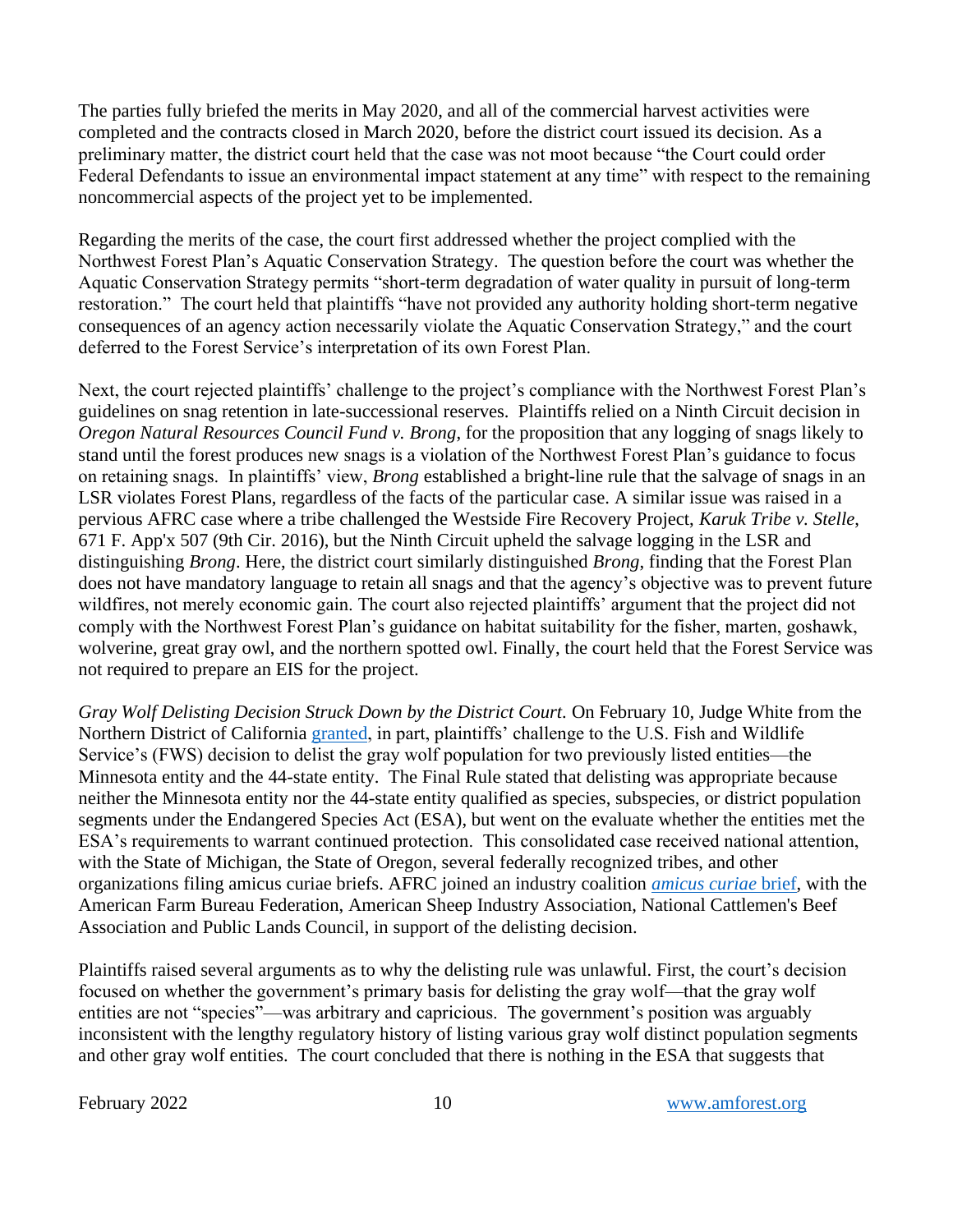The parties fully briefed the merits in May 2020, and all of the commercial harvest activities were completed and the contracts closed in March 2020, before the district court issued its decision. As a preliminary matter, the district court held that the case was not moot because "the Court could order Federal Defendants to issue an environmental impact statement at any time" with respect to the remaining noncommercial aspects of the project yet to be implemented.

Regarding the merits of the case, the court first addressed whether the project complied with the Northwest Forest Plan's Aquatic Conservation Strategy. The question before the court was whether the Aquatic Conservation Strategy permits "short-term degradation of water quality in pursuit of long-term restoration." The court held that plaintiffs "have not provided any authority holding short-term negative consequences of an agency action necessarily violate the Aquatic Conservation Strategy," and the court deferred to the Forest Service's interpretation of its own Forest Plan.

Next, the court rejected plaintiffs' challenge to the project's compliance with the Northwest Forest Plan's guidelines on snag retention in late-successional reserves. Plaintiffs relied on a Ninth Circuit decision in *Oregon Natural Resources Council Fund v. Brong*, for the proposition that any logging of snags likely to stand until the forest produces new snags is a violation of the Northwest Forest Plan's guidance to focus on retaining snags. In plaintiffs' view, *Brong* established a bright-line rule that the salvage of snags in an LSR violates Forest Plans, regardless of the facts of the particular case. A similar issue was raised in a pervious AFRC case where a tribe challenged the Westside Fire Recovery Project, *Karuk Tribe v. Stelle*, 671 F. App'x 507 (9th Cir. 2016), but the Ninth Circuit upheld the salvage logging in the LSR and distinguishing *Brong*. Here, the district court similarly distinguished *Brong*, finding that the Forest Plan does not have mandatory language to retain all snags and that the agency's objective was to prevent future wildfires, not merely economic gain. The court also rejected plaintiffs' argument that the project did not comply with the Northwest Forest Plan's guidance on habitat suitability for the fisher, marten, goshawk, wolverine, great gray owl, and the northern spotted owl. Finally, the court held that the Forest Service was not required to prepare an EIS for the project.

*Gray Wolf Delisting Decision Struck Down by the District Court.* On February 10, Judge White from the Northern District of California granted, in part, plaintiffs' challenge to the U.S. Fish and Wildlife Service's (FWS) decision to delist the gray wolf population for two previously listed entities—the Minnesota entity and the 44-state entity. The Final Rule stated that delisting was appropriate because neither the Minnesota entity nor the 44-state entity qualified as species, subspecies, or district population segments under the Endangered Species Act (ESA), but went on the evaluate whether the entities met the ESA's requirements to warrant continued protection. This consolidated case received national attention, with the State of Michigan, the State of Oregon, several federally recognized tribes, and other organizations filing amicus curiaes briefs. AFRC joined an industry coalition *amicus curiae* brief, with the American Farm Bureau Federation, American Sheep Industry Association, National Cattlemen's Beef Association and Public Lands Council, in support of the delisting decision.

Plaintiffs raised several arguments as to why the delisting rule was unlawful. First, the court's decision focused on whether the government's primary basis for delisting the gray wolf—that the gray wolf entities are not "species"—was arbitrary and capricious. The government's position was arguably inconsistent with the lengthy regulatory history of listing various gray wolf distinct population segments and other gray wolf entities. The court concluded that there is nothing in the ESA that suggests that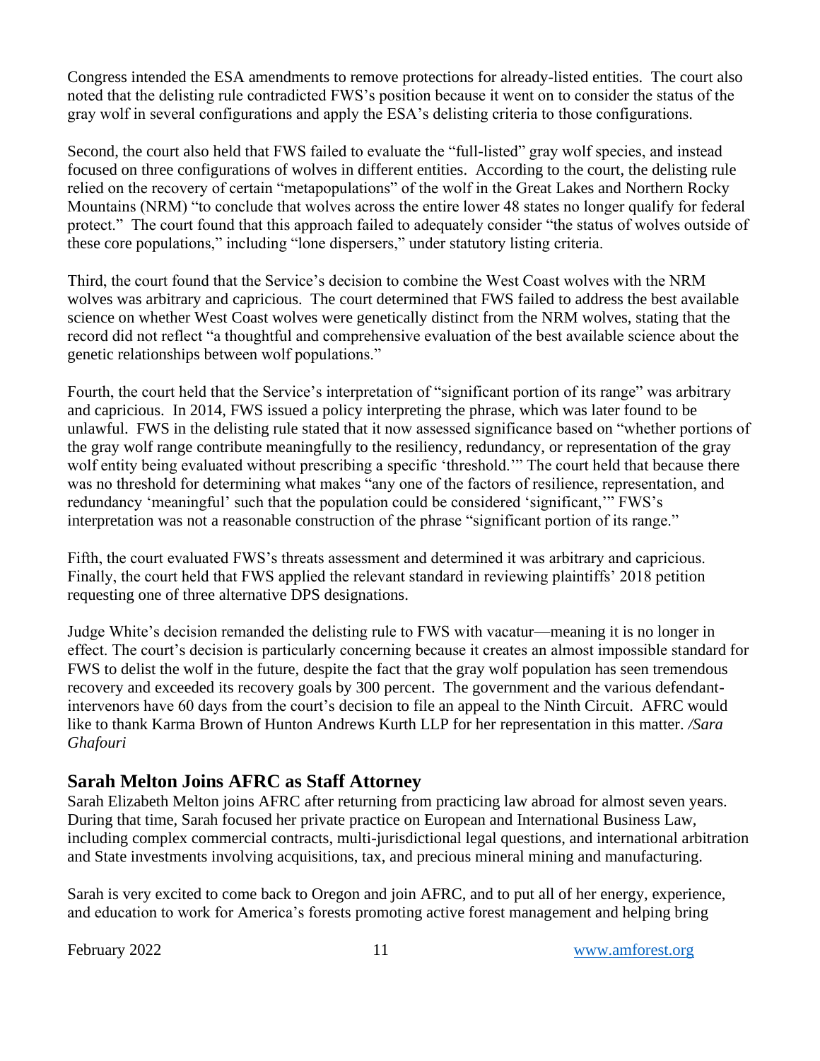Congress intended the ESA amendments to remove protections for already-listed entities. The court also noted that the delisting rule contradicted FWS's position because it went on to consider the status of the gray wolf in several configurations and apply the ESA's delisting criteria to those configurations.

Second, the court also held that FWS failed to evaluate the "full-listed" gray wolf species, and instead focused on three configurations of wolves in different entities. According to the court, the delisting rule relied on the recovery of certain "metapopulations" of the wolf in the Great Lakes and Northern Rocky Mountains (NRM) "to conclude that wolves across the entire lower 48 states no longer qualify for federal protect." The court found that this approach failed to adequately consider "the status of wolves outside of these core populations," including "lone dispersers," under statutory listing criteria.

Third, the court found that the Service's decision to combine the West Coast wolves with the NRM wolves was arbitrary and capricious. The court determined that FWS failed to address the best available science on whether West Coast wolves were genetically distinct from the NRM wolves, stating that the record did not reflect "a thoughtful and comprehensive evaluation of the best available science about the genetic relationships between wolf populations."

Fourth, the court held that the Service's interpretation of "significant portion of its range" was arbitrary and capricious. In 2014, FWS issued a policy interpreting the phrase, which was later found to be unlawful. FWS in the delisting rule stated that it now assessed significance based on "whether portions of the gray wolf range contribute meaningfully to the resiliency, redundancy, or representation of the gray wolf entity being evaluated without prescribing a specific 'threshold.'" The court held that because there was no threshold for determining what makes "any one of the factors of resilience, representation, and redundancy 'meaningful' such that the population could be considered 'significant,'" FWS's interpretation was not a reasonable construction of the phrase "significant portion of its range."

Fifth, the court evaluated FWS's threats assessment and determined it was arbitrary and capricious. Finally, the court held that FWS applied the relevant standard in reviewing plaintiffs' 2018 petition requesting one of three alternative DPS designations.

Judge White's decision remanded the delisting rule to FWS with vacatur—meaning it is no longer in effect. The court's decision is particularly concerning because it creates an almost impossible standard for FWS to delist the wolf in the future, despite the fact that the gray wolf population has seen tremendous recovery and exceeded its recovery goals by 300 percent. The government and the various defendant-intervenors have 60 days from the court's decision to file an appeal to the Ninth Circuit. AFRC would like to thank Karma Brown of Hunton Andrews Kurth LLP for her representation in this matter. */Sara Ghafouri*

## Sarah Melton Joins AFRC as Staff Attorney

Sarah Elizabeth Melton joins AFRC after returning from practicing law abroad for almost seven years. During that time, Sarah focused her private practice on European and International Business Law, including complex commercial contracts, multi-jurisdictional legal questions, and international arbitration and State investments involving acquisitions, tax, and precious mineral mining and manufacturing.

Sarah is very excited to come back to Oregon and join AFRC, and to put all of her energy, experience, and education to work for America's forests promoting active forest management and helping bring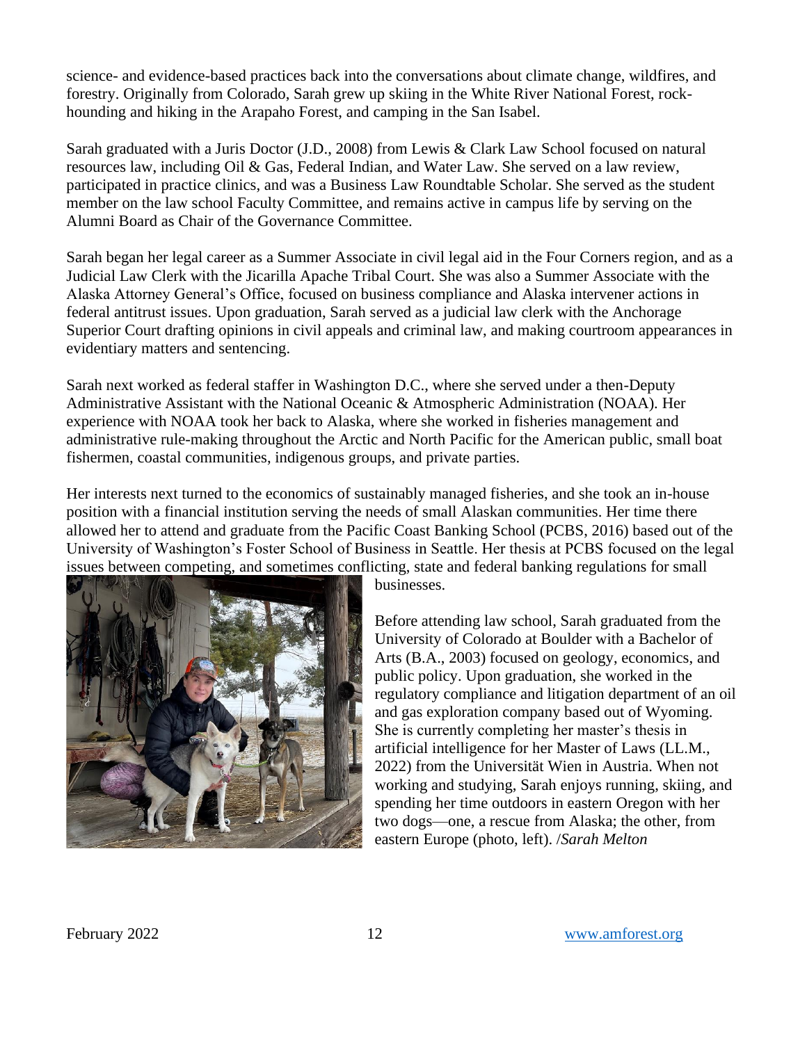science- and evidence-based practices back into the conversations about climate change, wildfires, and forestry. Originally from Colorado, Sarah grew up skiing in the White River National Forest, rock-hounding and hiking in the Arapaho Forest, and camping in the San Isabel.

Sarah graduated with a Juris Doctor (J.D., 2008) from Lewis & Clark Law School focused on natural resources law, including Oil & Gas, Federal Indian, and Water Law. She served on a law review, participated in practice clinics, and was a Business Law Roundtable Scholar. She served as the student member on the law school Faculty Committee, and remains active in campus life by serving on the Alumni Board as Chair of the Governance Committee.

Sarah began her legal career as a Summer Associate in civil legal aid in the Four Corners region, and as a Judicial Law Clerk with the Jicarilla Apache Tribal Court. She was also a Summer Associate with the Alaska Attorney General's Office, focused on business compliance and Alaska intervener actions in federal antitrust issues. Upon graduation, Sarah served as a judicial law clerk with the Anchorage Superior Court drafting opinions in civil appeals and criminal law, and making courtroom appearances in evidentiary matters and sentencing.

Sarah next worked as federal staffer in Washington D.C., where she served under a then-Deputy Administrative Assistant with the National Oceanic & Atmospheric Administration (NOAA). Her experience with NOAA took her back to Alaska, where she worked in fisheries management and administrative rule-making throughout the Arctic and North Pacific for the American public, small boat fishermen, coastal communities, indigenous groups, and private parties.

Her interests next turned to the economics of sustainably managed fisheries, and she took an in-house position with a financial institution serving the needs of small Alaskan communities. Her time there allowed her to attend and graduate from the Pacific Coast Banking School (PCBS, 2016) based out of the University of Washington's Foster School of Business in Seattle. Her thesis at PCBS focused on the legal issues between competing, and sometimes conflicting, state and federal banking regulations for small businesses.

Before attending law school, Sarah graduated from the University of Colorado at Boulder with a Bachelor of Arts (B.A., 2003) focused on geology, economics, and public policy. Upon graduation, she worked in the regulatory compliance and litigation department of an oil and gas exploration company based out of Wyoming. She is currently completing her master's thesis in artificial intelligence for her Master of Laws (LL.M., 2022) from the Universität Wien in Austria. When not working and studying, Sarah enjoys running, skiing, and spending her time outdoors in eastern Oregon with her two dogs—one, a rescue from Alaska; the other, from eastern Europe (photo, left). /*Sarah Melton*